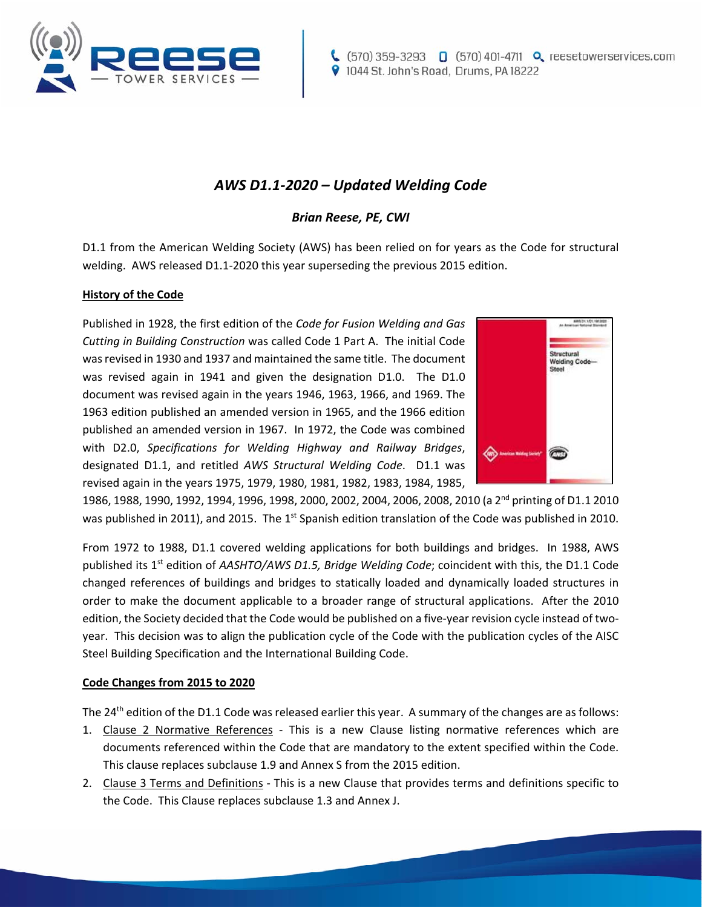# AWS D1.1-2020 – Updated Welding Code

### Brian Reese, PE, CWI

D1.1 from the American Welding Society (AWS) has been relied on for years as the Code for structural welding. AWS released D1.1-2020 this year superseding the previous 2015 edition.

**History of the Code**

Published in 1928, the first edition of the *Code for Fusion Welding and Gas Cutting in Building Construction* was called Code 1 Part A. The initial Code was revised in 1930 and 1937 and maintained the same title. The document was revised again in 1941 and given the designation D1.0. The D1.0 document was revised again in the years 1946, 1963, 1966, and 1969. The 1963 edition published an amended version in 1965, and the 1966 edition published an amended version in 1967. In 1972, the Code was combined with D2.0, *Specifications for Welding Highway and Railway Bridges*, designated D1.1, and retitled *AWS Structural Welding Code*. D1.1 was revised again in the years 1975, 1979, 1980, 1981, 1982, 1983, 1984, 1985, 1986, 1988, 1990, 1992, 1994, 1996, 1998, 2000, 2002, 2004, 2006, 2008, 2010 (a 2nd printing of D1.1 2010 was published in 2011), and 2015. The 1st Spanish edition translation of the Code was published in 2010.

From 1972 to 1988, D1.1 covered welding applications for both buildings and bridges. In 1988, AWS published its 1st edition of *AASHTO/AWS D1.5, Bridge Welding Code*; coincident with this, the D1.1 Code changed references of buildings and bridges to statically loaded and dynamically loaded structures in order to make the document applicable to a broader range of structural applications. After the 2010 edition, the Society decided that the Code would be published on a five-year revision cycle instead of two-year. This decision was to align the publication cycle of the Code with the publication cycles of the AISC Steel Building Specification and the International Building Code.

**Code Changes from 2015 to 2020**

The 24th edition of the D1.1 Code was released earlier this year. A summary of the changes are as follows:

1. Clause 2 Normative References - This is a new Clause listing normative references which are documents referenced within the Code that are mandatory to the extent specified within the Code. This clause replaces subclause 1.9 and Annex S from the 2015 edition.
2. Clause 3 Terms and Definitions - This is a new Clause that provides terms and definitions specific to the Code. This Clause replaces subclause 1.3 and Annex J.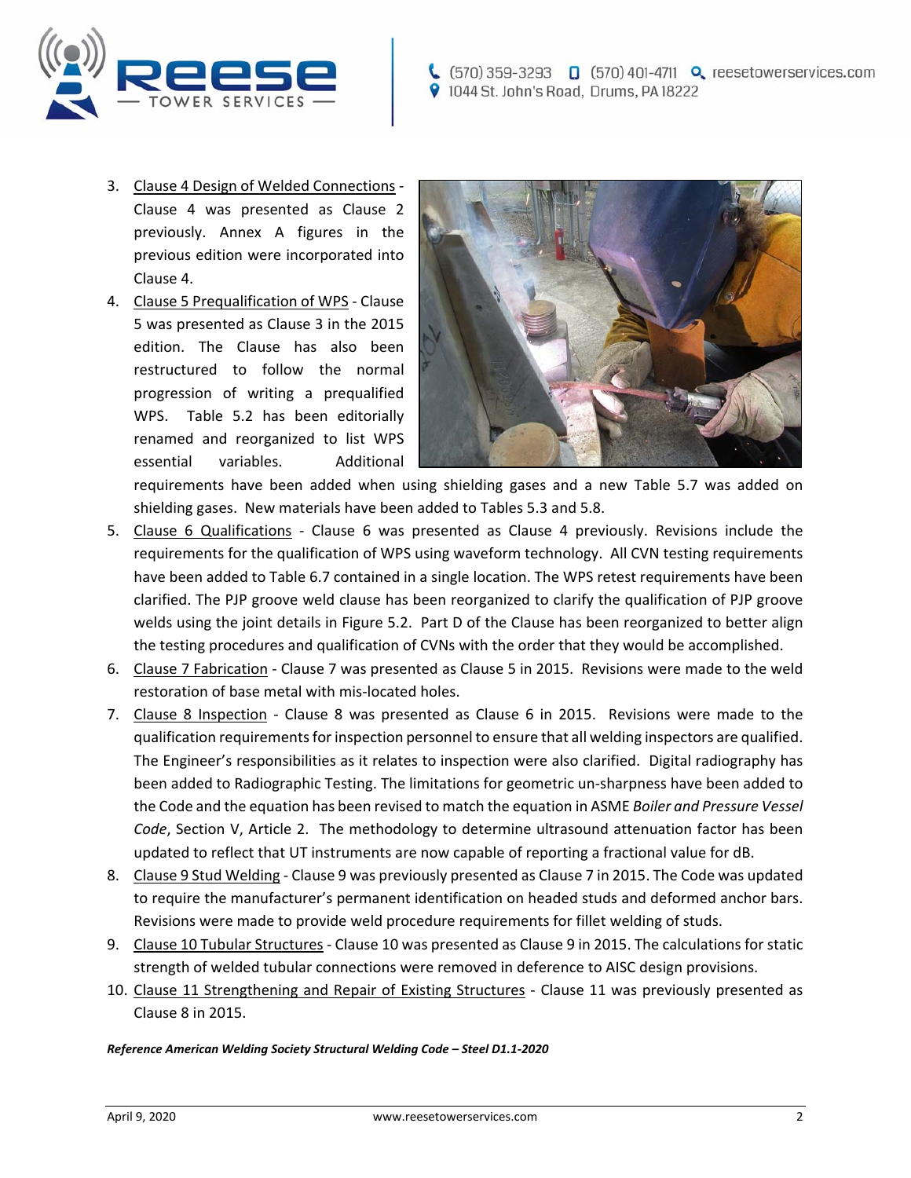3. Clause 4 Design of Welded Connections - Clause 4 was presented as Clause 2 previously. Annex A figures in the previous edition were incorporated into Clause 4.
4. Clause 5 Prequalification of WPS - Clause 5 was presented as Clause 3 in the 2015 edition. The Clause has also been restructured to follow the normal progression of writing a prequalified WPS. Table 5.2 has been editorially renamed and reorganized to list WPS essential variables. Additional requirements have been added when using shielding gases and a new Table 5.7 was added on shielding gases. New materials have been added to Tables 5.3 and 5.8.
5. Clause 6 Qualifications - Clause 6 was presented as Clause 4 previously. Revisions include the requirements for the qualification of WPS using waveform technology. All CVN testing requirements have been added to Table 6.7 contained in a single location. The WPS retest requirements have been clarified. The PJP groove weld clause has been reorganized to clarify the qualification of PJP groove welds using the joint details in Figure 5.2. Part D of the Clause has been reorganized to better align the testing procedures and qualification of CVNs with the order that they would be accomplished.
6. Clause 7 Fabrication - Clause 7 was presented as Clause 5 in 2015. Revisions were made to the weld restoration of base metal with mis-located holes.
7. Clause 8 Inspection - Clause 8 was presented as Clause 6 in 2015. Revisions were made to the qualification requirements for inspection personnel to ensure that all welding inspectors are qualified. The Engineer's responsibilities as it relates to inspection were also clarified. Digital radiography has been added to Radiographic Testing. The limitations for geometric un-sharpness have been added to the Code and the equation has been revised to match the equation in ASME *Boiler and Pressure Vessel Code*, Section V, Article 2. The methodology to determine ultrasound attenuation factor has been updated to reflect that UT instruments are now capable of reporting a fractional value for dB.
8. Clause 9 Stud Welding - Clause 9 was previously presented as Clause 7 in 2015. The Code was updated to require the manufacturer's permanent identification on headed studs and deformed anchor bars. Revisions were made to provide weld procedure requirements for fillet welding of studs.
9. Clause 10 Tubular Structures - Clause 10 was presented as Clause 9 in 2015. The calculations for static strength of welded tubular connections were removed in deference to AISC design provisions.
10. Clause 11 Strengthening and Repair of Existing Structures - Clause 11 was previously presented as Clause 8 in 2015.

***Reference American Welding Society Structural Welding Code – Steel D1.1-2020***